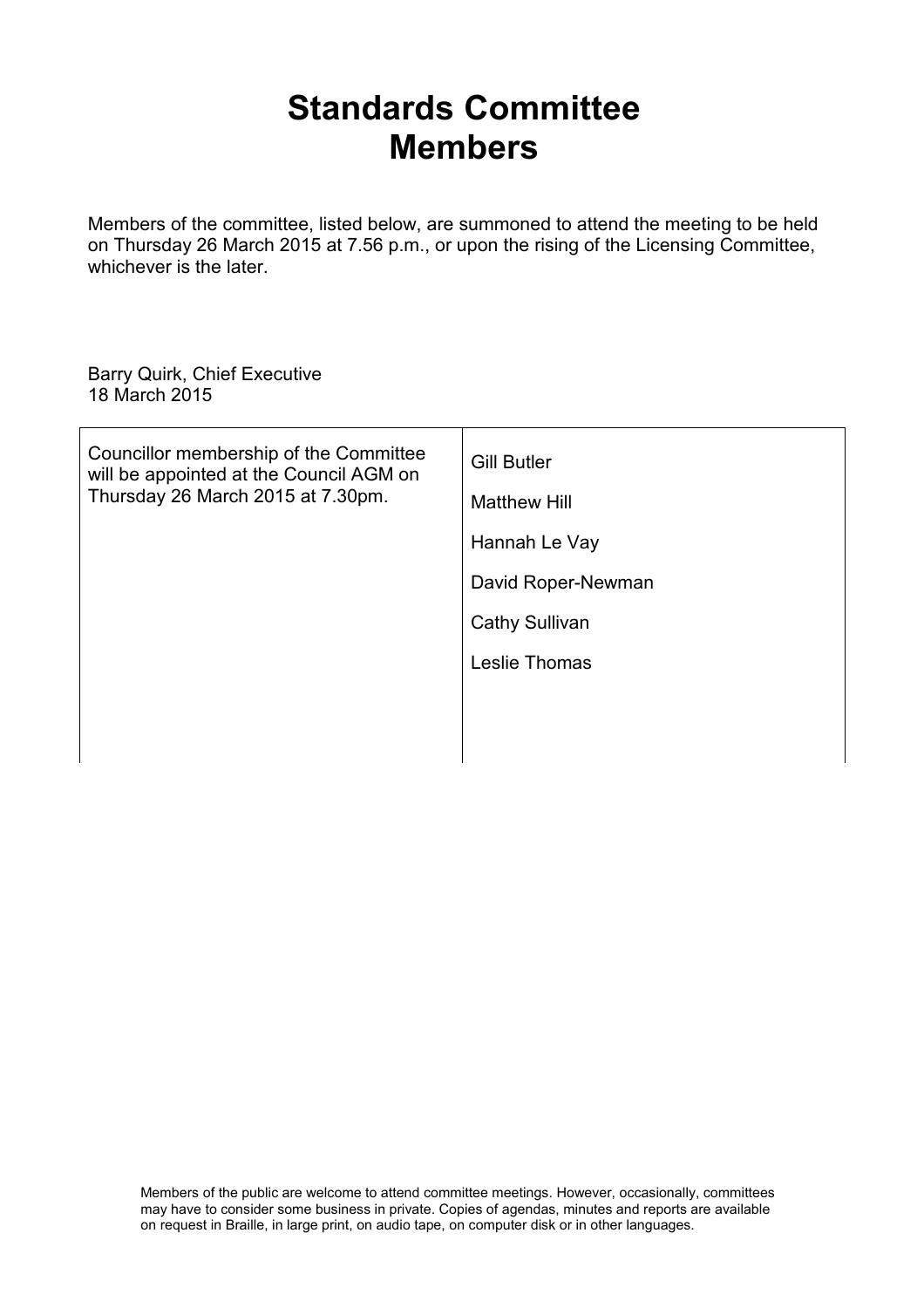# Standards Committee Members

Members of the committee, listed below, are summoned to attend the meeting to be held on Thursday 26 March 2015 at 7.56 p.m., or upon the rising of the Licensing Committee, whichever is the later.

Barry Quirk, Chief Executive
18 March 2015

| | |
|---|---|
| Councillor membership of the Committee will be appointed at the Council AGM on Thursday 26 March 2015 at 7.30pm. | Gill Butler<br>Matthew Hill<br>Hannah Le Vay<br>David Roper-Newman<br>Cathy Sullivan<br>Leslie Thomas |

Members of the public are welcome to attend committee meetings. However, occasionally, committees may have to consider some business in private. Copies of agendas, minutes and reports are available on request in Braille, in large print, on audio tape, on computer disk or in other languages.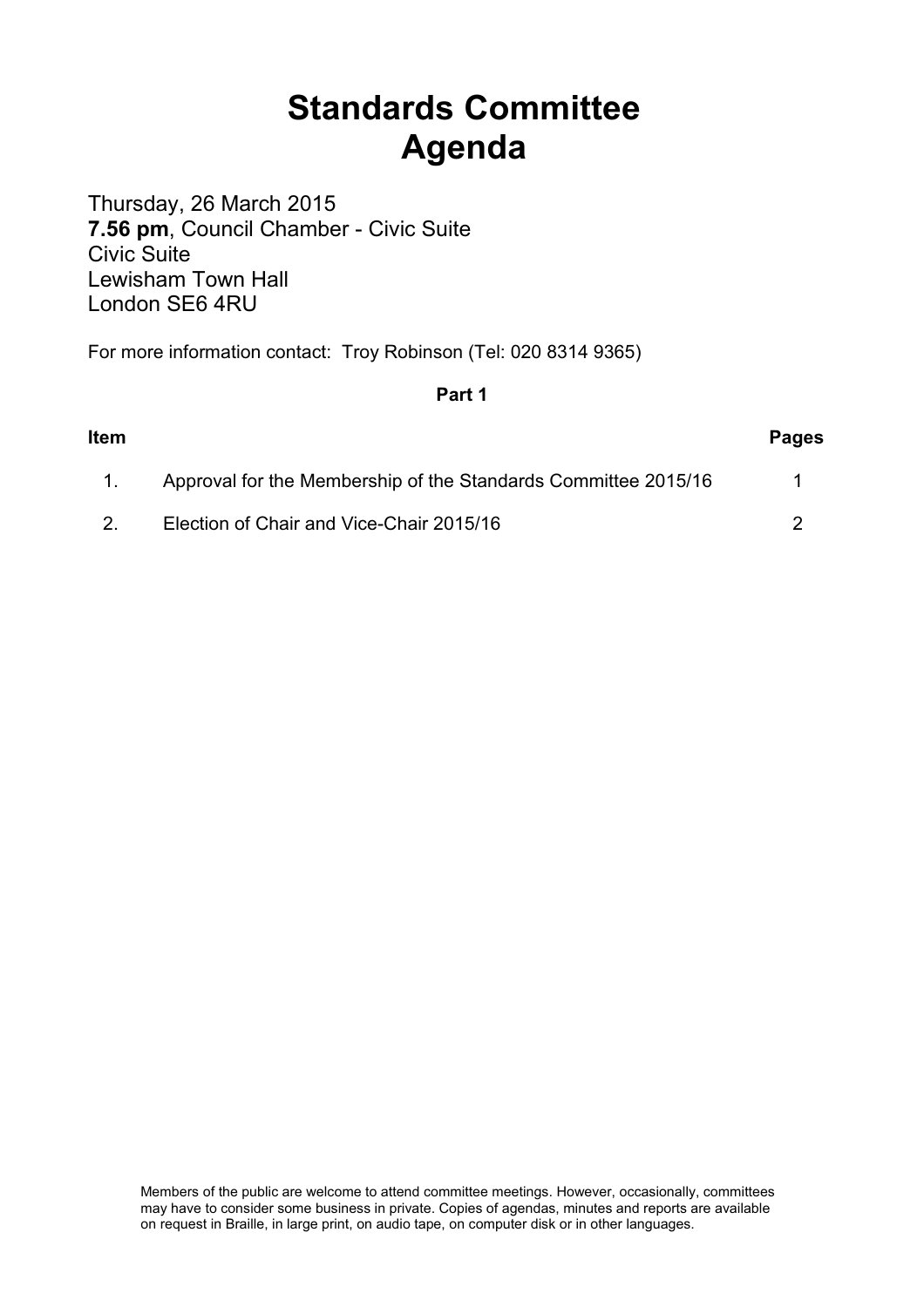# Standards Committee Agenda

Thursday, 26 March 2015
**7.56 pm**, Council Chamber - Civic Suite
Civic Suite
Lewisham Town Hall
London SE6 4RU

For more information contact: Troy Robinson (Tel: 020 8314 9365)

**Part 1**

| Item | | Pages |
| --- | --- | --- |
| 1. | Approval for the Membership of the Standards Committee 2015/16 | 1 |
| 2. | Election of Chair and Vice-Chair 2015/16 | 2 |

Members of the public are welcome to attend committee meetings. However, occasionally, committees may have to consider some business in private. Copies of agendas, minutes and reports are available on request in Braille, in large print, on audio tape, on computer disk or in other languages.